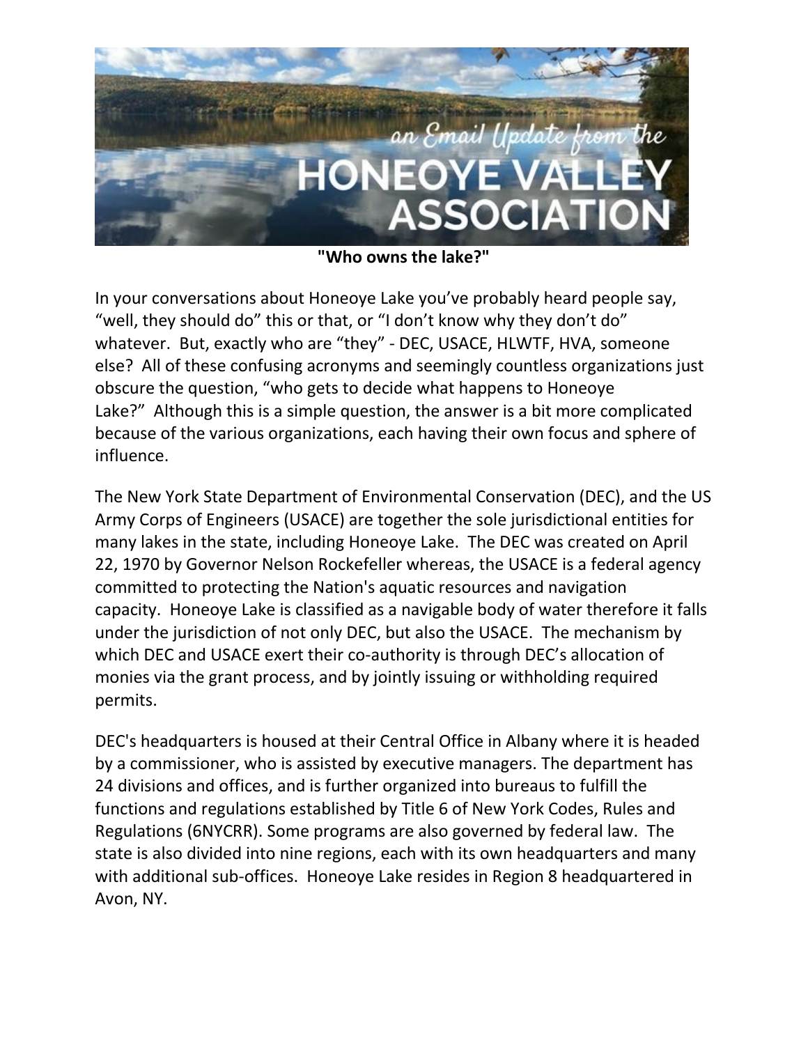**"Who owns the lake?"**

In your conversations about Honeoye Lake you've probably heard people say, "well, they should do" this or that, or "I don't know why they don't do" whatever. But, exactly who are "they" - DEC, USACE, HLWTF, HVA, someone else? All of these confusing acronyms and seemingly countless organizations just obscure the question, "who gets to decide what happens to Honeoye Lake?" Although this is a simple question, the answer is a bit more complicated because of the various organizations, each having their own focus and sphere of influence.

The New York State Department of Environmental Conservation (DEC), and the US Army Corps of Engineers (USACE) are together the sole jurisdictional entities for many lakes in the state, including Honeoye Lake. The DEC was created on April 22, 1970 by Governor Nelson Rockefeller whereas, the USACE is a federal agency committed to protecting the Nation's aquatic resources and navigation capacity. Honeoye Lake is classified as a navigable body of water therefore it falls under the jurisdiction of not only DEC, but also the USACE. The mechanism by which DEC and USACE exert their co-authority is through DEC's allocation of monies via the grant process, and by jointly issuing or withholding required permits.

DEC's headquarters is housed at their Central Office in Albany where it is headed by a commissioner, who is assisted by executive managers. The department has 24 divisions and offices, and is further organized into bureaus to fulfill the functions and regulations established by Title 6 of New York Codes, Rules and Regulations (6NYCRR). Some programs are also governed by federal law. The state is also divided into nine regions, each with its own headquarters and many with additional sub-offices. Honeoye Lake resides in Region 8 headquartered in Avon, NY.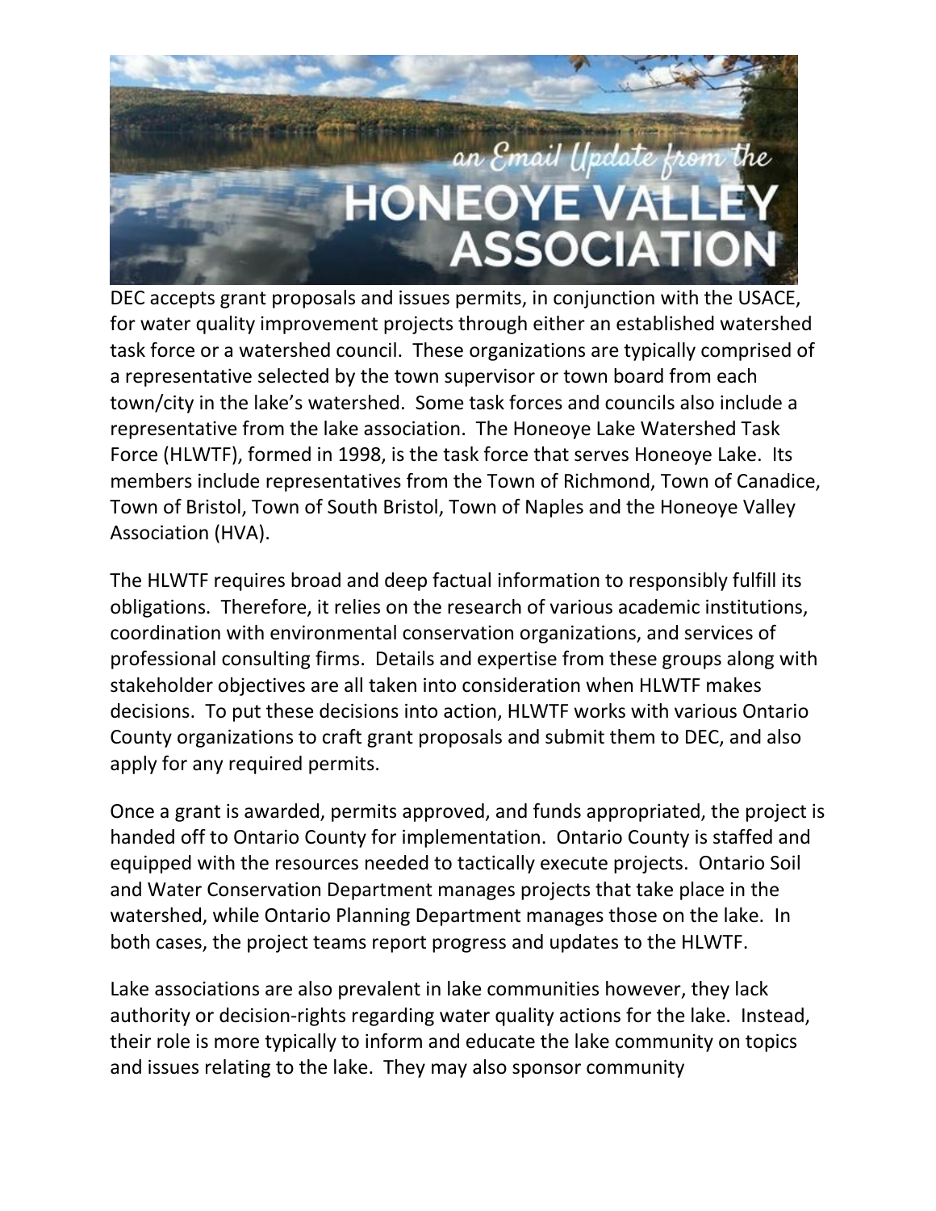DEC accepts grant proposals and issues permits, in conjunction with the USACE, for water quality improvement projects through either an established watershed task force or a watershed council. These organizations are typically comprised of a representative selected by the town supervisor or town board from each town/city in the lake's watershed. Some task forces and councils also include a representative from the lake association. The Honeoye Lake Watershed Task Force (HLWTF), formed in 1998, is the task force that serves Honeoye Lake. Its members include representatives from the Town of Richmond, Town of Canadice, Town of Bristol, Town of South Bristol, Town of Naples and the Honeoye Valley Association (HVA).

The HLWTF requires broad and deep factual information to responsibly fulfill its obligations. Therefore, it relies on the research of various academic institutions, coordination with environmental conservation organizations, and services of professional consulting firms. Details and expertise from these groups along with stakeholder objectives are all taken into consideration when HLWTF makes decisions. To put these decisions into action, HLWTF works with various Ontario County organizations to craft grant proposals and submit them to DEC, and also apply for any required permits.

Once a grant is awarded, permits approved, and funds appropriated, the project is handed off to Ontario County for implementation. Ontario County is staffed and equipped with the resources needed to tactically execute projects. Ontario Soil and Water Conservation Department manages projects that take place in the watershed, while Ontario Planning Department manages those on the lake. In both cases, the project teams report progress and updates to the HLWTF.

Lake associations are also prevalent in lake communities however, they lack authority or decision-rights regarding water quality actions for the lake. Instead, their role is more typically to inform and educate the lake community on topics and issues relating to the lake. They may also sponsor community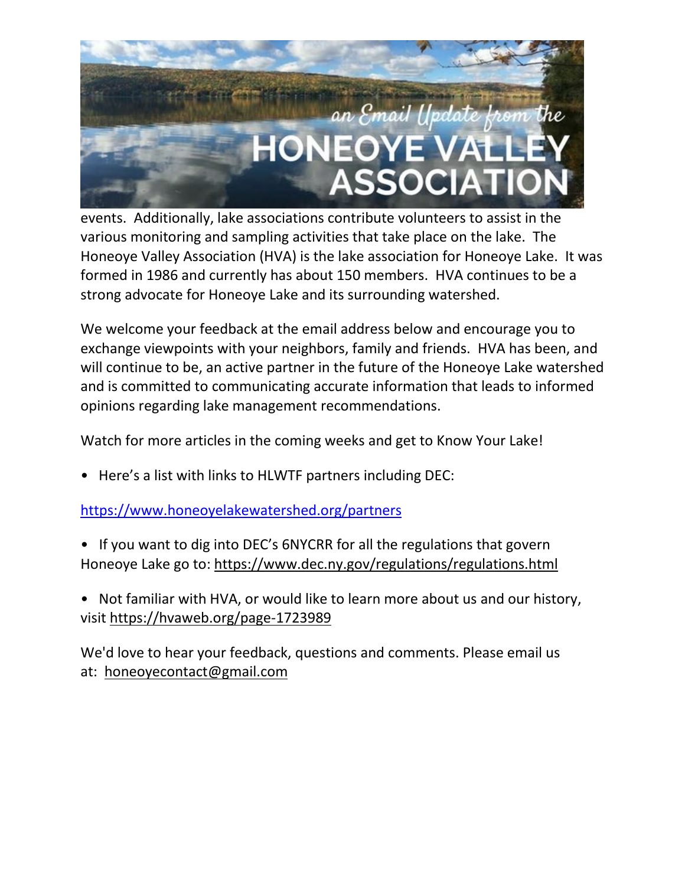events. Additionally, lake associations contribute volunteers to assist in the various monitoring and sampling activities that take place on the lake. The Honeoye Valley Association (HVA) is the lake association for Honeoye Lake. It was formed in 1986 and currently has about 150 members. HVA continues to be a strong advocate for Honeoye Lake and its surrounding watershed.

We welcome your feedback at the email address below and encourage you to exchange viewpoints with your neighbors, family and friends. HVA has been, and will continue to be, an active partner in the future of the Honeoye Lake watershed and is committed to communicating accurate information that leads to informed opinions regarding lake management recommendations.

Watch for more articles in the coming weeks and get to Know Your Lake!

- Here's a list with links to HLWTF partners including DEC:

https://www.honeoyelakewatershed.org/partners

- If you want to dig into DEC's 6NYCRR for all the regulations that govern Honeoye Lake go to: https://www.dec.ny.gov/regulations/regulations.html

- Not familiar with HVA, or would like to learn more about us and our history, visit https://hvaweb.org/page-1723989

We'd love to hear your feedback, questions and comments. Please email us at: honeoyecontact@gmail.com